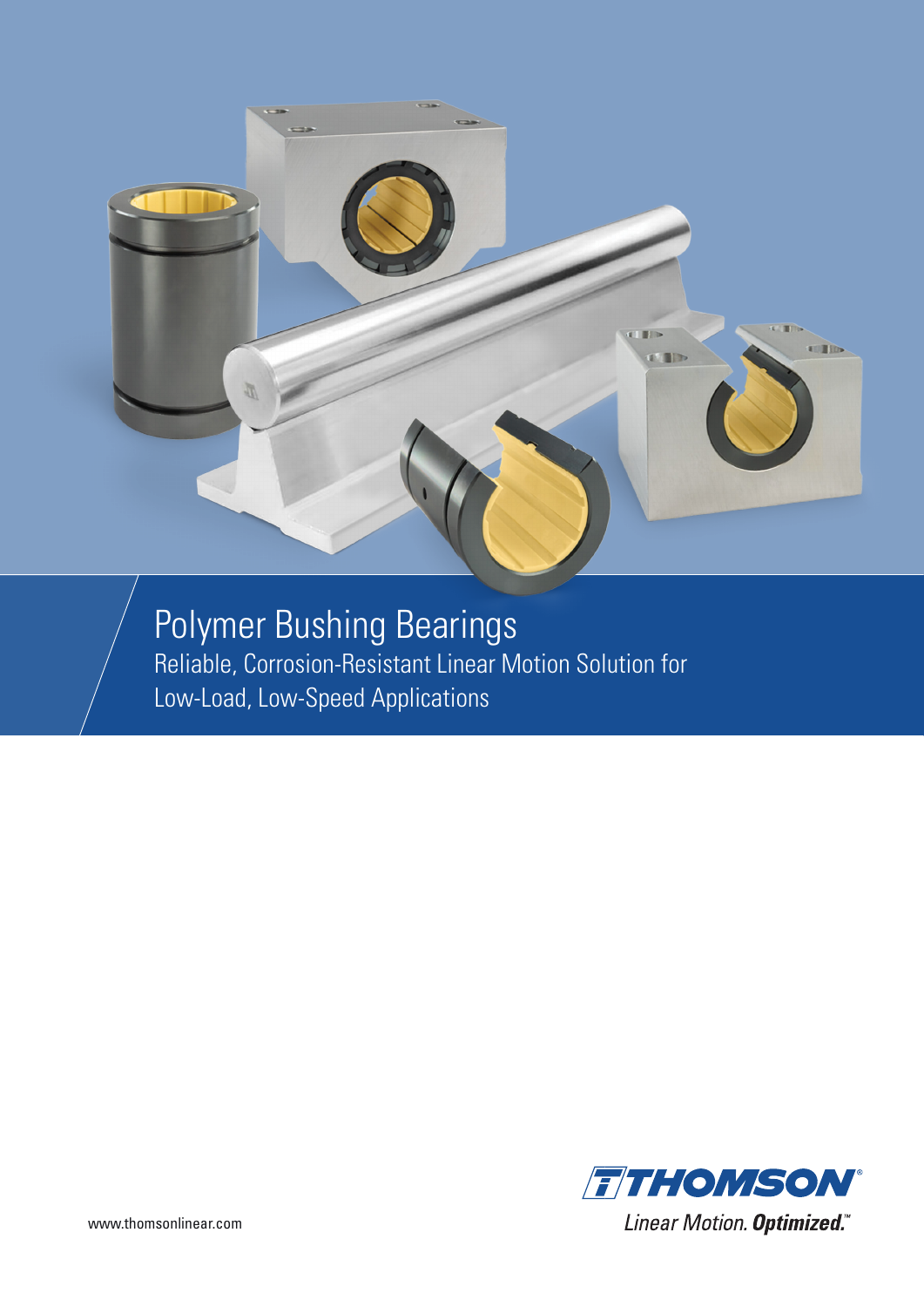# Polymer Bushing Bearings

Reliable, Corrosion-Resistant Linear Motion Solution for Low-Load, Low-Speed Applications

www.thomsonlinear.com

THOMSON

*Linear Motion. **Optimized.***™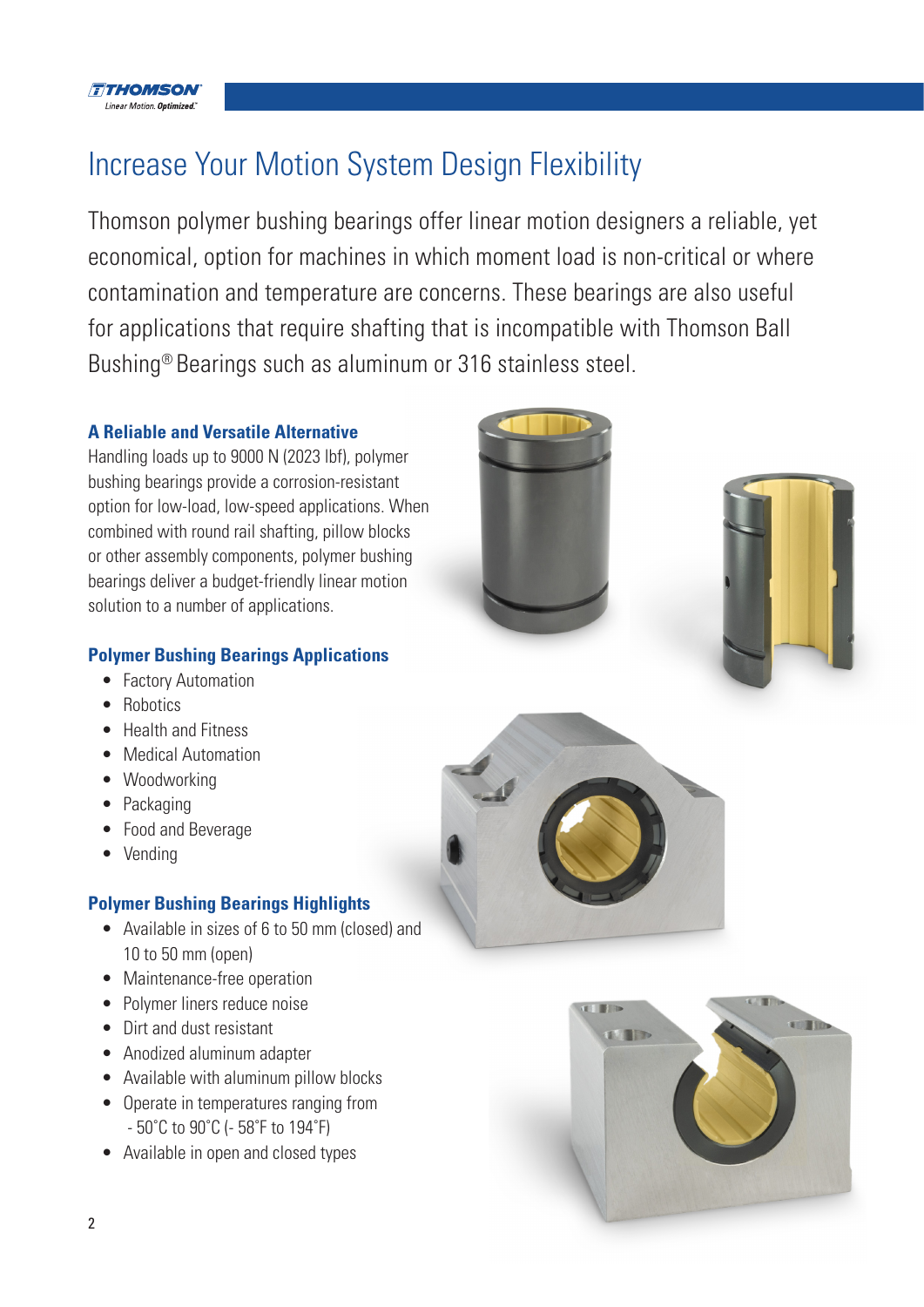# Increase Your Motion System Design Flexibility

Thomson polymer bushing bearings offer linear motion designers a reliable, yet economical, option for machines in which moment load is non-critical or where contamination and temperature are concerns. These bearings are also useful for applications that require shafting that is incompatible with Thomson Ball Bushing® Bearings such as aluminum or 316 stainless steel.

### A Reliable and Versatile Alternative

Handling loads up to 9000 N (2023 lbf), polymer bushing bearings provide a corrosion-resistant option for low-load, low-speed applications. When combined with round rail shafting, pillow blocks or other assembly components, polymer bushing bearings deliver a budget-friendly linear motion solution to a number of applications.

### Polymer Bushing Bearings Applications

- Factory Automation
- Robotics
- Health and Fitness
- Medical Automation
- Woodworking
- Packaging
- Food and Beverage
- Vending

### Polymer Bushing Bearings Highlights

- Available in sizes of 6 to 50 mm (closed) and 10 to 50 mm (open)
- Maintenance-free operation
- Polymer liners reduce noise
- Dirt and dust resistant
- Anodized aluminum adapter
- Available with aluminum pillow blocks
- Operate in temperatures ranging from - 50°C to 90°C (- 58°F to 194°F)
- Available in open and closed types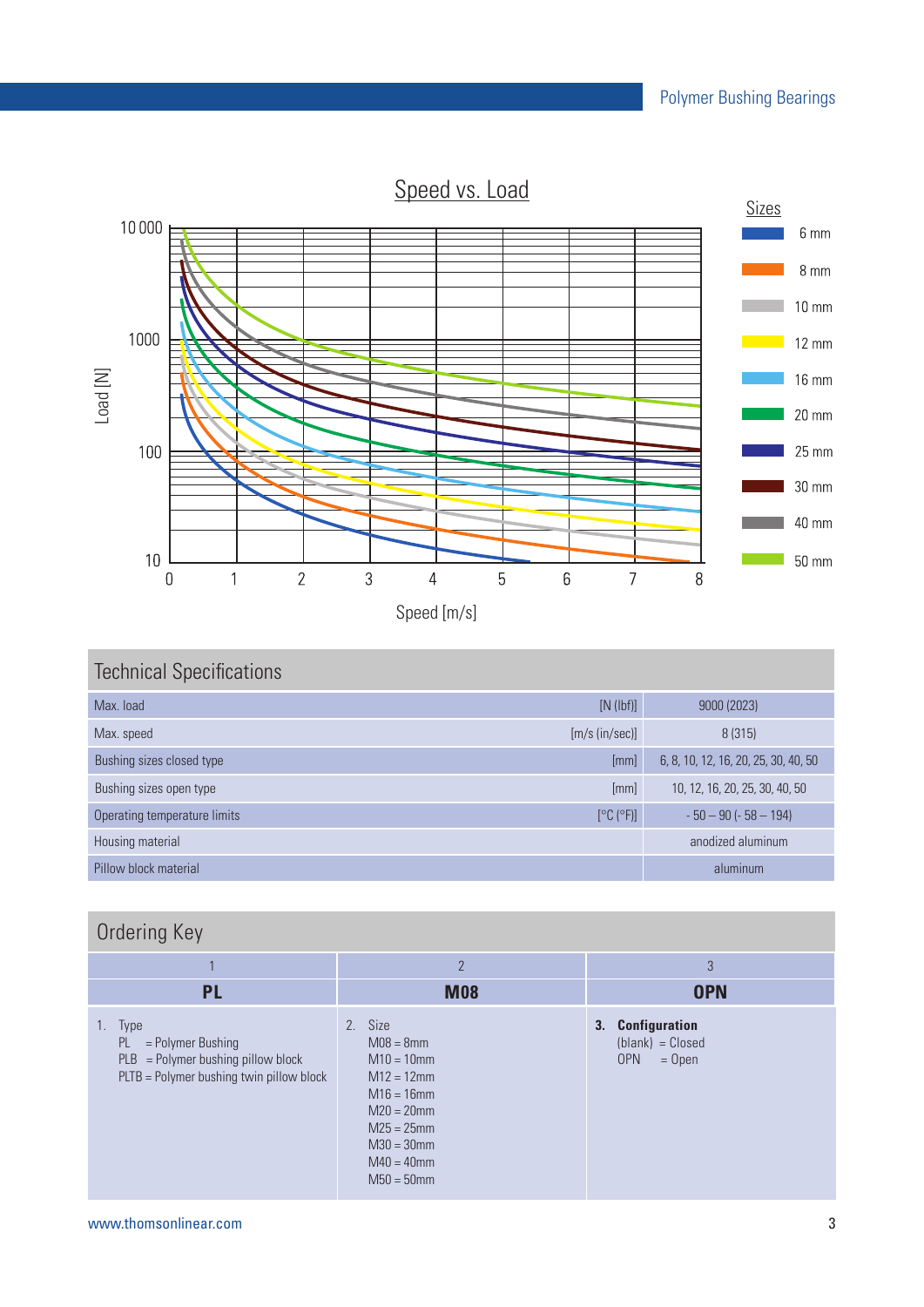## Speed vs. Load

Load [N] (10 – 10 000) vs. Speed [m/s] (0 – 8)

Sizes: 6 mm, 8 mm, 10 mm, 12 mm, 16 mm, 20 mm, 25 mm, 30 mm, 40 mm, 50 mm

## Technical Specifications

| | | |
|---|---|---|
| Max. load | [N (lbf)] | 9000 (2023) |
| Max. speed | [m/s (in/sec)] | 8 (315) |
| Bushing sizes closed type | [mm] | 6, 8, 10, 12, 16, 20, 25, 30, 40, 50 |
| Bushing sizes open type | [mm] | 10, 12, 16, 20, 25, 30, 40, 50 |
| Operating temperature limits | [°C (°F)] | - 50 – 90 (- 58 – 194) |
| Housing material | | anodized aluminum |
| Pillow block material | | aluminum |

## Ordering Key

| 1 | 2 | 3 |
|---|---|---|
| **PL** | **M08** | **OPN** |
| 1. Type<br>PL = Polymer Bushing<br>PLB = Polymer bushing pillow block<br>PLTB = Polymer bushing twin pillow block | 2. Size<br>M08 = 8mm<br>M10 = 10mm<br>M12 = 12mm<br>M16 = 16mm<br>M20 = 20mm<br>M25 = 25mm<br>M30 = 30mm<br>M40 = 40mm<br>M50 = 50mm | **3. Configuration**<br>(blank) = Closed<br>OPN = Open |

www.thomsonlinear.com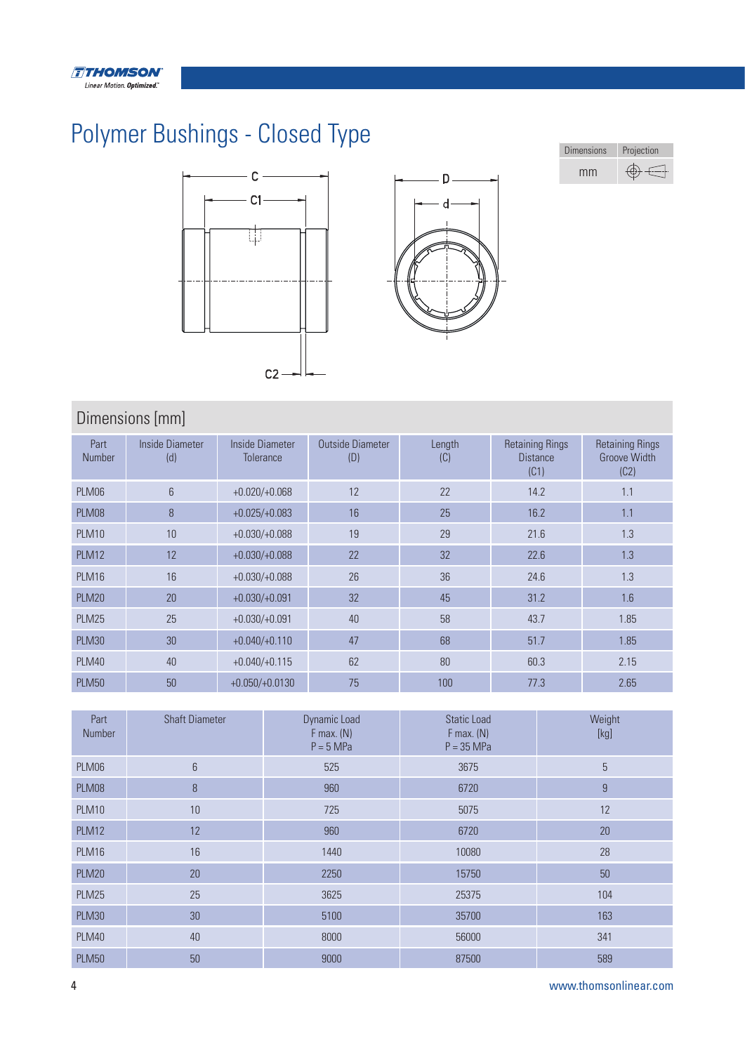# Polymer Bushings - Closed Type

| Dimensions | Projection |
|---|---|
| mm | |

C, C1, C2, D, d

## Dimensions [mm]

| Part Number | Inside Diameter (d) | Inside Diameter Tolerance | Outside Diameter (D) | Length (C) | Retaining Rings Distance (C1) | Retaining Rings Groove Width (C2) |
|---|---|---|---|---|---|---|
| PLM06 | 6 | +0.020/+0.068 | 12 | 22 | 14.2 | 1.1 |
| PLM08 | 8 | +0.025/+0.083 | 16 | 25 | 16.2 | 1.1 |
| PLM10 | 10 | +0.030/+0.088 | 19 | 29 | 21.6 | 1.3 |
| PLM12 | 12 | +0.030/+0.088 | 22 | 32 | 22.6 | 1.3 |
| PLM16 | 16 | +0.030/+0.088 | 26 | 36 | 24.6 | 1.3 |
| PLM20 | 20 | +0.030/+0.091 | 32 | 45 | 31.2 | 1.6 |
| PLM25 | 25 | +0.030/+0.091 | 40 | 58 | 43.7 | 1.85 |
| PLM30 | 30 | +0.040/+0.110 | 47 | 68 | 51.7 | 1.85 |
| PLM40 | 40 | +0.040/+0.115 | 62 | 80 | 60.3 | 2.15 |
| PLM50 | 50 | +0.050/+0.0130 | 75 | 100 | 77.3 | 2.65 |

| Part Number | Shaft Diameter | Dynamic Load F max. (N) P = 5 MPa | Static Load F max. (N) P = 35 MPa | Weight [kg] |
|---|---|---|---|---|
| PLM06 | 6 | 525 | 3675 | 5 |
| PLM08 | 8 | 960 | 6720 | 9 |
| PLM10 | 10 | 725 | 5075 | 12 |
| PLM12 | 12 | 960 | 6720 | 20 |
| PLM16 | 16 | 1440 | 10080 | 28 |
| PLM20 | 20 | 2250 | 15750 | 50 |
| PLM25 | 25 | 3625 | 25375 | 104 |
| PLM30 | 30 | 5100 | 35700 | 163 |
| PLM40 | 40 | 8000 | 56000 | 341 |
| PLM50 | 50 | 9000 | 87500 | 589 |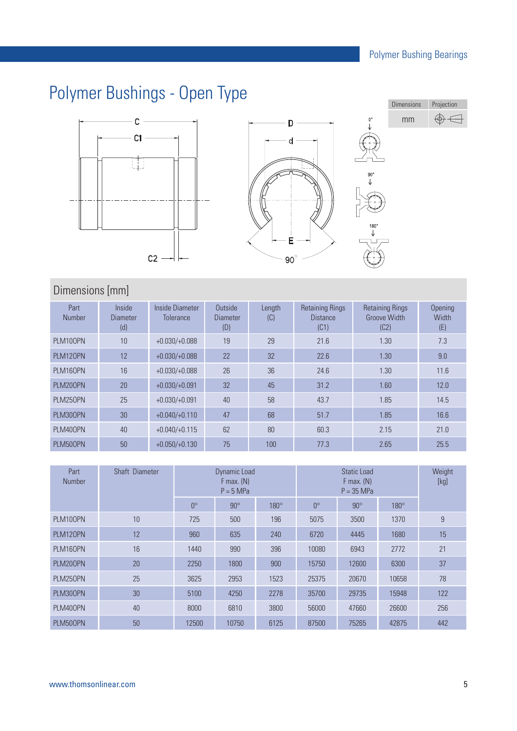# Polymer Bushings - Open Type

| Dimensions | Projection |
|---|---|
| mm | |

## Dimensions [mm]

| Part Number | Inside Diameter (d) | Inside Diameter Tolerance | Outside Diameter (D) | Length (C) | Retaining Rings Distance (C1) | Retaining Rings Groove Width (C2) | Opening Width (E) |
|---|---|---|---|---|---|---|---|
| PLM10OPN | 10 | +0.030/+0.088 | 19 | 29 | 21.6 | 1.30 | 7.3 |
| PLM12OPN | 12 | +0.030/+0.088 | 22 | 32 | 22.6 | 1.30 | 9.0 |
| PLM16OPN | 16 | +0.030/+0.088 | 26 | 36 | 24.6 | 1.30 | 11.6 |
| PLM20OPN | 20 | +0.030/+0.091 | 32 | 45 | 31.2 | 1.60 | 12.0 |
| PLM25OPN | 25 | +0.030/+0.091 | 40 | 58 | 43.7 | 1.85 | 14.5 |
| PLM30OPN | 30 | +0.040/+0.110 | 47 | 68 | 51.7 | 1.85 | 16.6 |
| PLM40OPN | 40 | +0.040/+0.115 | 62 | 80 | 60.3 | 2.15 | 21.0 |
| PLM50OPN | 50 | +0.050/+0.130 | 75 | 100 | 77.3 | 2.65 | 25.5 |

| Part Number | Shaft Diameter | Dynamic Load F max. (N) P = 5 MPa | | | Static Load F max. (N) P = 35 MPa | | | Weight [kg] |
|---|---|---|---|---|---|---|---|---|
| | | 0° | 90° | 180° | 0° | 90° | 180° | |
| PLM10OPN | 10 | 725 | 500 | 196 | 5075 | 3500 | 1370 | 9 |
| PLM12OPN | 12 | 960 | 635 | 240 | 6720 | 4445 | 1680 | 15 |
| PLM16OPN | 16 | 1440 | 990 | 396 | 10080 | 6943 | 2772 | 21 |
| PLM20OPN | 20 | 2250 | 1800 | 900 | 15750 | 12600 | 6300 | 37 |
| PLM25OPN | 25 | 3625 | 2953 | 1523 | 25375 | 20670 | 10658 | 78 |
| PLM30OPN | 30 | 5100 | 4250 | 2278 | 35700 | 29735 | 15948 | 122 |
| PLM40OPN | 40 | 8000 | 6810 | 3800 | 56000 | 47660 | 26600 | 256 |
| PLM50OPN | 50 | 12500 | 10750 | 6125 | 87500 | 75265 | 42875 | 442 |

www.thomsonlinear.com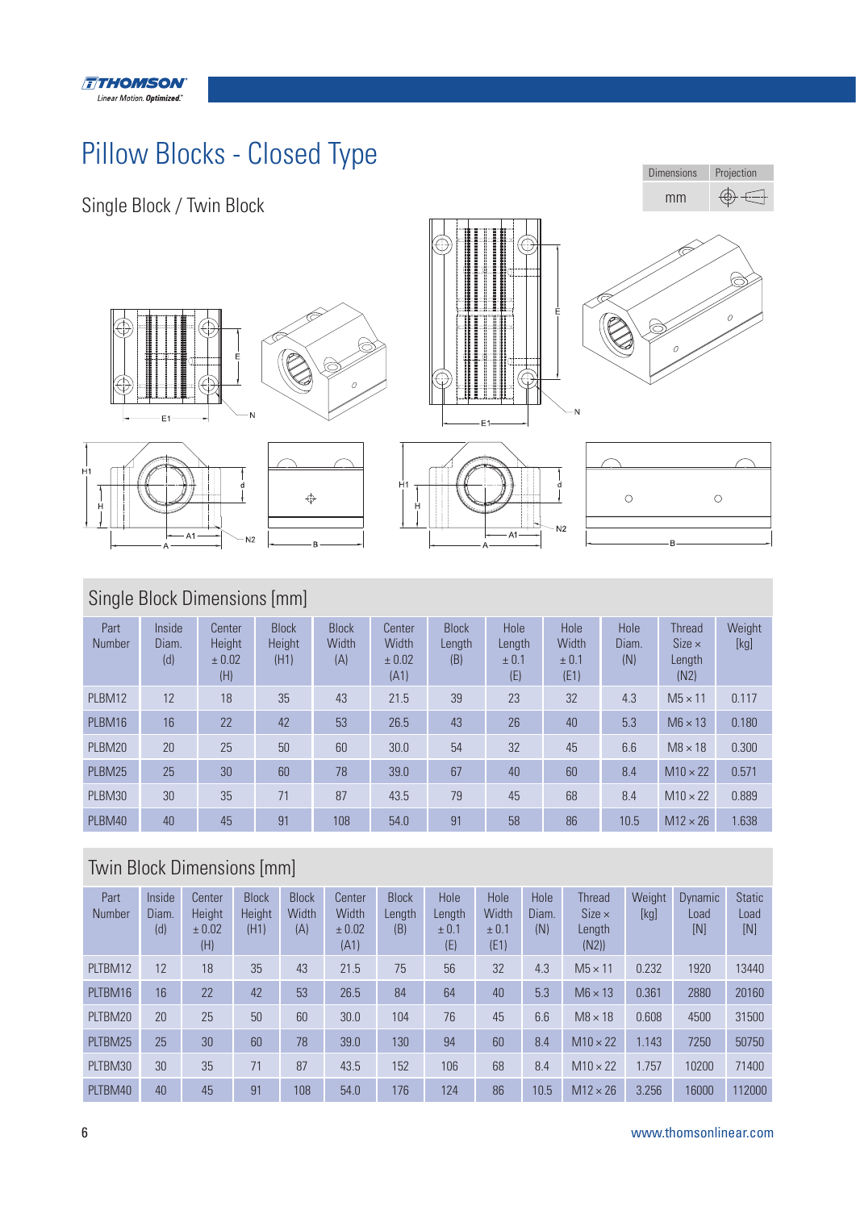# Pillow Blocks - Closed Type

## Single Block / Twin Block

| Dimensions | Projection |
|---|---|
| mm | |

## Single Block Dimensions [mm]

| Part Number | Inside Diam. (d) | Center Height ± 0.02 (H) | Block Height (H1) | Block Width (A) | Center Width ± 0.02 (A1) | Block Length (B) | Hole Length ± 0.1 (E) | Hole Width ± 0.1 (E1) | Hole Diam. (N) | Thread Size × Length (N2) | Weight [kg] |
|---|---|---|---|---|---|---|---|---|---|---|---|
| PLBM12 | 12 | 18 | 35 | 43 | 21.5 | 39 | 23 | 32 | 4.3 | M5 × 11 | 0.117 |
| PLBM16 | 16 | 22 | 42 | 53 | 26.5 | 43 | 26 | 40 | 5.3 | M6 × 13 | 0.180 |
| PLBM20 | 20 | 25 | 50 | 60 | 30.0 | 54 | 32 | 45 | 6.6 | M8 × 18 | 0.300 |
| PLBM25 | 25 | 30 | 60 | 78 | 39.0 | 67 | 40 | 60 | 8.4 | M10 × 22 | 0.571 |
| PLBM30 | 30 | 35 | 71 | 87 | 43.5 | 79 | 45 | 68 | 8.4 | M10 × 22 | 0.889 |
| PLBM40 | 40 | 45 | 91 | 108 | 54.0 | 91 | 58 | 86 | 10.5 | M12 × 26 | 1.638 |

## Twin Block Dimensions [mm]

| Part Number | Inside Diam. (d) | Center Height ± 0.02 (H) | Block Height (H1) | Block Width (A) | Center Width ± 0.02 (A1) | Block Length (B) | Hole Length ± 0.1 (E) | Hole Width ± 0.1 (E1) | Hole Diam. (N) | Thread Size × Length (N2)) | Weight [kg] | Dynamic Load [N] | Static Load [N] |
|---|---|---|---|---|---|---|---|---|---|---|---|---|---|
| PLTBM12 | 12 | 18 | 35 | 43 | 21.5 | 75 | 56 | 32 | 4.3 | M5 × 11 | 0.232 | 1920 | 13440 |
| PLTBM16 | 16 | 22 | 42 | 53 | 26.5 | 84 | 64 | 40 | 5.3 | M6 × 13 | 0.361 | 2880 | 20160 |
| PLTBM20 | 20 | 25 | 50 | 60 | 30.0 | 104 | 76 | 45 | 6.6 | M8 × 18 | 0.608 | 4500 | 31500 |
| PLTBM25 | 25 | 30 | 60 | 78 | 39.0 | 130 | 94 | 60 | 8.4 | M10 × 22 | 1.143 | 7250 | 50750 |
| PLTBM30 | 30 | 35 | 71 | 87 | 43.5 | 152 | 106 | 68 | 8.4 | M10 × 22 | 1.757 | 10200 | 71400 |
| PLTBM40 | 40 | 45 | 91 | 108 | 54.0 | 176 | 124 | 86 | 10.5 | M12 × 26 | 3.256 | 16000 | 112000 |

www.thomsonlinear.com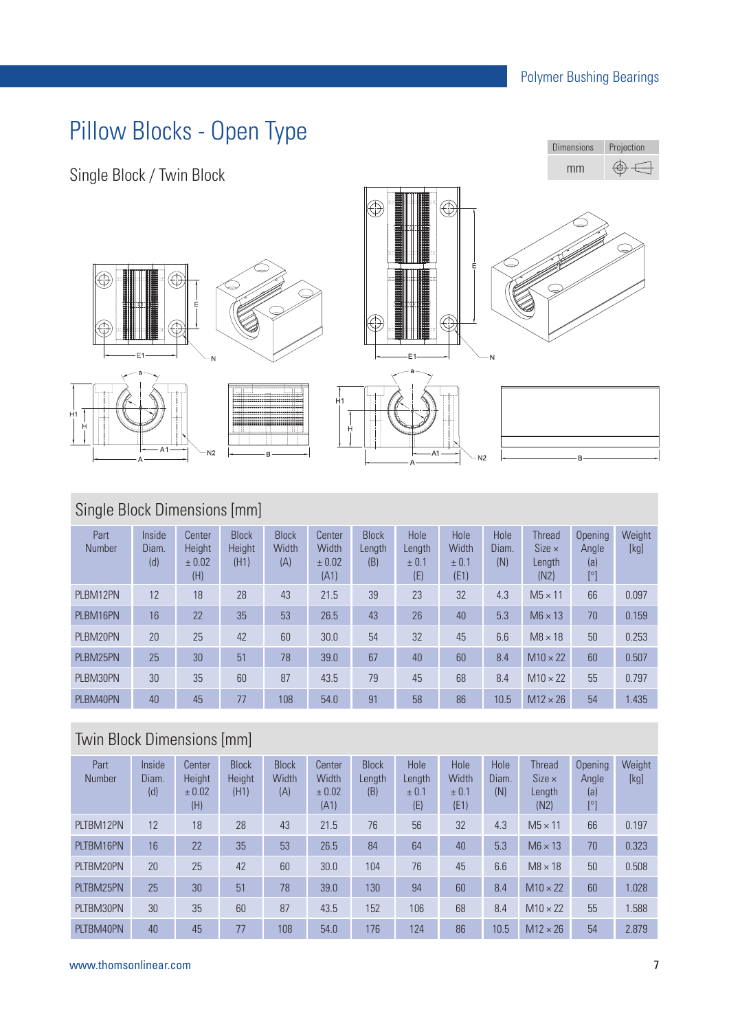# Pillow Blocks - Open Type

## Single Block / Twin Block

| Dimensions | Projection |
|---|---|
| mm | |

## Single Block Dimensions [mm]

| Part Number | Inside Diam. (d) | Center Height ± 0.02 (H) | Block Height (H1) | Block Width (A) | Center Width ± 0.02 (A1) | Block Length (B) | Hole Length ± 0.1 (E) | Hole Width ± 0.1 (E1) | Hole Diam. (N) | Thread Size × Length (N2) | Opening Angle (a) [°] | Weight [kg] |
|---|---|---|---|---|---|---|---|---|---|---|---|---|
| PLBM12PN | 12 | 18 | 28 | 43 | 21.5 | 39 | 23 | 32 | 4.3 | M5 × 11 | 66 | 0.097 |
| PLBM16PN | 16 | 22 | 35 | 53 | 26.5 | 43 | 26 | 40 | 5.3 | M6 × 13 | 70 | 0.159 |
| PLBM20PN | 20 | 25 | 42 | 60 | 30.0 | 54 | 32 | 45 | 6.6 | M8 × 18 | 50 | 0.253 |
| PLBM25PN | 25 | 30 | 51 | 78 | 39.0 | 67 | 40 | 60 | 8.4 | M10 × 22 | 60 | 0.507 |
| PLBM30PN | 30 | 35 | 60 | 87 | 43.5 | 79 | 45 | 68 | 8.4 | M10 × 22 | 55 | 0.797 |
| PLBM40PN | 40 | 45 | 77 | 108 | 54.0 | 91 | 58 | 86 | 10.5 | M12 × 26 | 54 | 1.435 |

## Twin Block Dimensions [mm]

| Part Number | Inside Diam. (d) | Center Height ± 0.02 (H) | Block Height (H1) | Block Width (A) | Center Width ± 0.02 (A1) | Block Length (B) | Hole Length ± 0.1 (E) | Hole Width ± 0.1 (E1) | Hole Diam. (N) | Thread Size × Length (N2) | Opening Angle (a) [°] | Weight [kg] |
|---|---|---|---|---|---|---|---|---|---|---|---|---|
| PLTBM12PN | 12 | 18 | 28 | 43 | 21.5 | 76 | 56 | 32 | 4.3 | M5 × 11 | 66 | 0.197 |
| PLTBM16PN | 16 | 22 | 35 | 53 | 26.5 | 84 | 64 | 40 | 5.3 | M6 × 13 | 70 | 0.323 |
| PLTBM20PN | 20 | 25 | 42 | 60 | 30.0 | 104 | 76 | 45 | 6.6 | M8 × 18 | 50 | 0.508 |
| PLTBM25PN | 25 | 30 | 51 | 78 | 39.0 | 130 | 94 | 60 | 8.4 | M10 × 22 | 60 | 1.028 |
| PLTBM30PN | 30 | 35 | 60 | 87 | 43.5 | 152 | 106 | 68 | 8.4 | M10 × 22 | 55 | 1.588 |
| PLTBM40PN | 40 | 45 | 77 | 108 | 54.0 | 176 | 124 | 86 | 10.5 | M12 × 26 | 54 | 2.879 |

www.thomsonlinear.com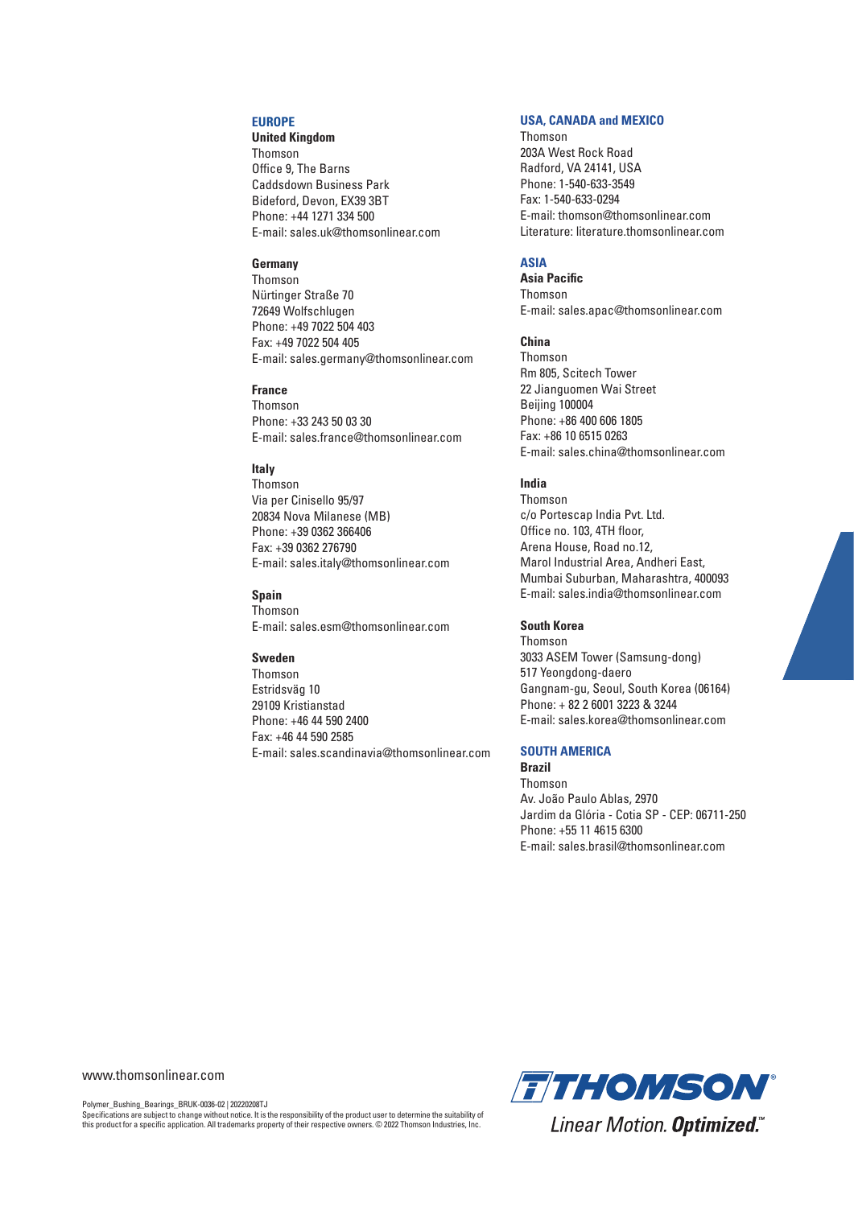## EUROPE

**United Kingdom**
Thomson
Office 9, The Barns
Caddsdown Business Park
Bideford, Devon, EX39 3BT
Phone: +44 1271 334 500
E-mail: sales.uk@thomsonlinear.com

**Germany**
Thomson
Nürtinger Straße 70
72649 Wolfschlugen
Phone: +49 7022 504 403
Fax: +49 7022 504 405
E-mail: sales.germany@thomsonlinear.com

**France**
Thomson
Phone: +33 243 50 03 30
E-mail: sales.france@thomsonlinear.com

**Italy**
Thomson
Via per Cinisello 95/97
20834 Nova Milanese (MB)
Phone: +39 0362 366406
Fax: +39 0362 276790
E-mail: sales.italy@thomsonlinear.com

**Spain**
Thomson
E-mail: sales.esm@thomsonlinear.com

**Sweden**
Thomson
Estridsväg 10
29109 Kristianstad
Phone: +46 44 590 2400
Fax: +46 44 590 2585
E-mail: sales.scandinavia@thomsonlinear.com

## USA, CANADA and MEXICO

Thomson
203A West Rock Road
Radford, VA 24141, USA
Phone: 1-540-633-3549
Fax: 1-540-633-0294
E-mail: thomson@thomsonlinear.com
Literature: literature.thomsonlinear.com

## ASIA

**Asia Pacific**
Thomson
E-mail: sales.apac@thomsonlinear.com

**China**
Thomson
Rm 805, Scitech Tower
22 Jianguomen Wai Street
Beijing 100004
Phone: +86 400 606 1805
Fax: +86 10 6515 0263
E-mail: sales.china@thomsonlinear.com

**India**
Thomson
c/o Portescap India Pvt. Ltd.
Office no. 103, 4TH floor,
Arena House, Road no.12,
Marol Industrial Area, Andheri East,
Mumbai Suburban, Maharashtra, 400093
E-mail: sales.india@thomsonlinear.com

**South Korea**
Thomson
3033 ASEM Tower (Samsung-dong)
517 Yeongdong-daero
Gangnam-gu, Seoul, South Korea (06164)
Phone: + 82 2 6001 3223 & 3244
E-mail: sales.korea@thomsonlinear.com

## SOUTH AMERICA

**Brazil**
Thomson
Av. João Paulo Ablas, 2970
Jardim da Glória - Cotia SP - CEP: 06711-250
Phone: +55 11 4615 6300
E-mail: sales.brasil@thomsonlinear.com

www.thomsonlinear.com

Polymer_Bushing_Bearings_BRUK-0036-02 | 20220208TJ
Specifications are subject to change without notice. It is the responsibility of the product user to determine the suitability of this product for a specific application. All trademarks property of their respective owners. © 2022 Thomson Industries, Inc.

THOMSON®
Linear Motion. *Optimized.*™